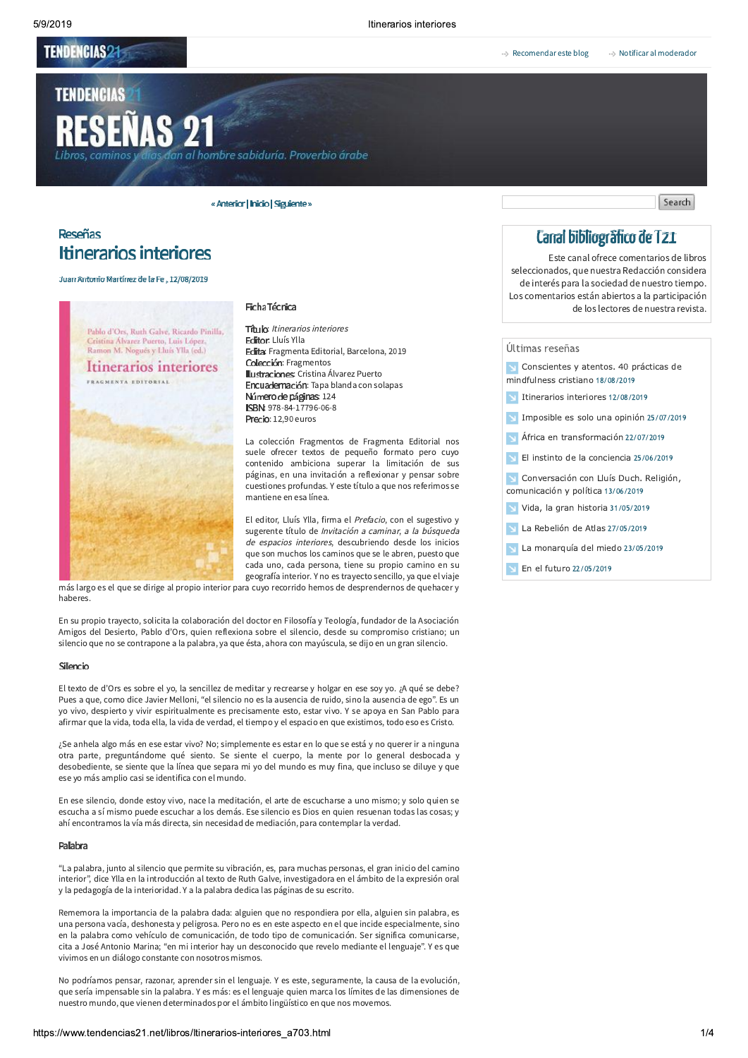# Reseñas

## Itinerarios interiores

Juan Antonio Martínez de la Fe , 12/08/2019

### Ficha Técnica

**Título:** *Itinerarios interiores*
**Editor:** Lluís Ylla
**Edita:** Fragmenta Editorial, Barcelona, 2019
**Colección:** Fragmentos
**Ilustraciones:** Cristina Álvarez Puerto
**Encuadernación:** Tapa blanda con solapas
**Número de páginas:** 124
**ISBN:** 978-84-17796-06-8
**Precio:** 12,90 euros

La colección Fragmentos de Fragmenta Editorial nos suele ofrecer textos de pequeño formato pero cuyo contenido ambiciona superar la limitación de sus páginas, en una invitación a reflexionar y pensar sobre cuestiones profundas. Y este título a que nos referimos se mantiene en esa línea.

El editor, Lluís Ylla, firma el *Prefacio*, con el sugestivo y sugerente título de *Invitación a caminar, a la búsqueda de espacios interiores*, descubriendo desde los inicios que son muchos los caminos que se le abren, puesto que cada uno, cada persona, tiene su propio camino en su geografía interior. Y no es trayecto sencillo, ya que el viaje más largo es el que se dirige al propio interior para cuyo recorrido hemos de desprendernos de quehacer y haberes.

En su propio trayecto, solicita la colaboración del doctor en Filosofía y Teología, fundador de la Asociación Amigos del Desierto, Pablo d'Ors, quien reflexiona sobre el silencio, desde su compromiso cristiano; un silencio que no se contrapone a la palabra, ya que ésta, ahora con mayúscula, se dijo en un gran silencio.

### Silencio

El texto de d'Ors es sobre el yo, la sencillez de meditar y recrearse y holgar en ese soy yo. ¿A qué se debe? Pues a que, como dice Javier Melloni, "el silencio no es la ausencia de ruido, sino la ausencia de ego". Es un yo vivo, despierto y vivir espiritualmente es precisamente esto, estar vivo. Y se apoya en San Pablo para afirmar que la vida, toda ella, la vida de verdad, el tiempo y el espacio en que existimos, todo eso es Cristo.

¿Se anhela algo más en ese estar vivo? No; simplemente es estar en lo que se está y no querer ir a ninguna otra parte, preguntándome qué siento. Se siente el cuerpo, la mente por lo general desbocada y desobediente, se siente que la línea que separa mi yo del mundo es muy fina, que incluso se diluye y que ese yo más amplio casi se identifica con el mundo.

En ese silencio, donde estoy vivo, nace la meditación, el arte de escucharse a uno mismo; y solo quien se escucha a sí mismo puede escuchar a los demás. Ese silencio es Dios en quien resuenan todas las cosas; y ahí encontramos la vía más directa, sin necesidad de mediación, para contemplar la verdad.

### Palabra

"La palabra, junto al silencio que permite su vibración, es, para muchas personas, el gran inicio del camino interior", dice Ylla en la introducción al texto de Ruth Galve, investigadora en el ámbito de la expresión oral y la pedagogía de la interioridad. Y a la palabra dedica las páginas de su escrito.

Rememora la importancia de la palabra dada: alguien que no respondiera por ella, alguien sin palabra, es una persona vacía, deshonesta y peligrosa. Pero no es en este aspecto en el que incide especialmente, sino en la palabra como vehículo de comunicación, de todo tipo de comunicación. Ser significa comunicarse, cita a José Antonio Marina; "en mi interior hay un desconocido que revelo mediante el lenguaje". Y es que vivimos en un diálogo constante con nosotros mismos.

No podríamos pensar, razonar, aprender sin el lenguaje. Y es este, seguramente, la causa de la evolución, que sería impensable sin la palabra. Y es más: es el lenguaje quien marca los límites de las dimensiones de nuestro mundo, que vienen determinados por el ámbito lingüístico en que nos movemos.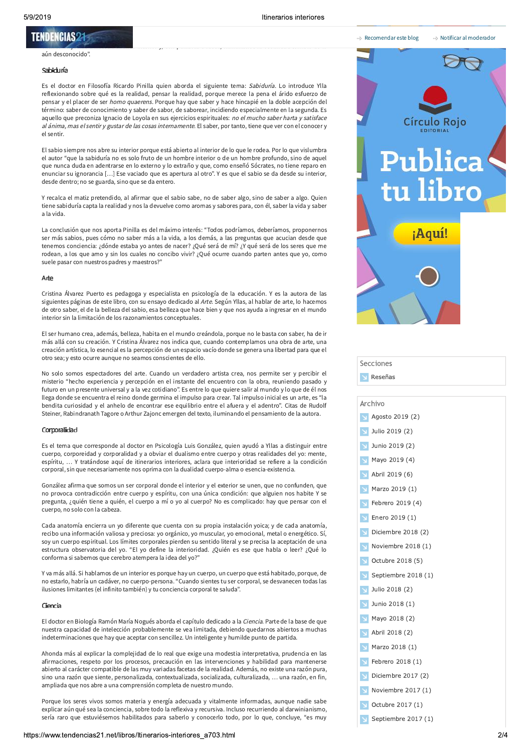aún desconocido".

### Sabiduría

Es el doctor en Filosofía Ricardo Pinilla quien aborda el siguiente tema: *Sabiduría*. Lo introduce Ylla reflexionando sobre qué es la realidad, pensar la realidad, porque merece la pena el árido esfuerzo de pensar y el placer de ser *homo quaerens*. Porque hay que saber y hace hincapié en la doble acepción del término: saber de conocimiento y saber de sabor, de saborear, incidiendo especialmente en la segunda. Es aquello que preconiza Ignacio de Loyola en sus ejercicios espirituales: *no el mucho saber harta y satisface al ánima, mas el sentir y gustar de las cosas internamente*. El saber, por tanto, tiene que ver con el conocer y el sentir.

El sabio siempre nos abre su interior porque está abierto al interior de lo que le rodea. Por lo que vislumbra el autor "que la sabiduría no es solo fruto de un hombre interior o de un hombre profundo, sino de aquel que nunca duda en adentrarse en lo externo y lo extraño y que, como enseñó Sócrates, no tiene reparo en enunciar su ignorancia […] Ese vaciado que es apertura al otro". Y es que el sabio se da desde su interior, desde dentro; no se guarda, sino que se da entero.

Y recalca el matiz pretendido, al afirmar que el sabio sabe, no de saber algo, sino de saber a algo. Quien tiene sabiduría capta la realidad y nos la devuelve como aromas y sabores para, con él, saber la vida y saber a la vida.

La conclusión que nos aporta Pinilla es del máximo interés: "Todos podríamos, deberíamos, proponernos ser más sabios, pues cómo no saber más a la vida, a los demás, a las preguntas que acucian desde que tenemos conciencia: ¿dónde estaba yo antes de nacer? ¿Qué será de mí? ¿Y qué será de los seres que me rodean, a los que amo y sin los cuales no concibo vivir? ¿Qué ocurre cuando parten antes que yo, como suele pasar con nuestros padres y maestros?"

### Arte

Cristina Álvarez Puerto es pedagoga y especialista en psicología de la educación. Y es la autora de las siguientes páginas de este libro, con su ensayo dedicado al *Arte*. Según Yllas, al hablar de arte, lo hacemos de otro saber, el de la belleza del sabio, esa belleza que hace bien y que nos ayuda a ingresar en el mundo interior sin la limitación de los razonamientos conceptuales.

El ser humano crea, además, belleza, habita en el mundo creándola, porque no le basta con saber, ha de ir más allá con su creación. Y Cristina Álvarez nos indica que, cuando contemplamos una obra de arte, una creación artística, lo esencial es la percepción de un espacio vacío donde se genera una libertad para que el otro sea; y esto ocurre aunque no seamos conscientes de ello.

No solo somos espectadores del arte. Cuando un verdadero artista crea, nos permite ser y percibir el misterio "hecho experiencia y percepción en el instante del encuentro con la obra, reuniendo pasado y futuro en un presente universal y a la vez cotidiano". Es entre lo que quiere salir al mundo y lo que de él nos llega donde se encuentra el reino donde germina el impulso para crear. Tal impulso inicial es un arte, es "la bendita curiosidad y el anhelo de encontrar ese equilibrio entre el afuera y el adentro". Citas de Rudolf Steiner, Rabindranath Tagore o Arthur Zajonc emergen del texto, iluminando el pensamiento de la autora.

### Corporalidad

Es el tema que corresponde al doctor en Psicología Luis González, quien ayudó a Yllas a distinguir entre cuerpo, corporeidad y corporalidad y a obviar el dualismo entre cuerpo y otras realidades del yo: mente, espíritu, … Y tratándose aquí de itinerarios interiores, aclara que interioridad se refiere a la condición corporal, sin que necesariamente nos oprima con la dualidad cuerpo-alma o esencia-existencia.

González afirma que somos un ser corporal donde el interior y el exterior se unen, que no confunden, que no provoca contradicción entre cuerpo y espíritu, con una única condición: que alguien nos habite Y se pregunta, ¿quién tiene a quién, el cuerpo a mí o yo al cuerpo? No es complicado: hay que pensar con el cuerpo, no solo con la cabeza.

Cada anatomía encierra un yo diferente que cuenta con su propia instalación yoica; y de cada anatomía, recibo una información valiosa y preciosa: yo orgánico, yo muscular, yo emocional, metal o energético. Sí, soy un cuerpo espiritual. Los límites corporales pierden su sentido literal y se precisa la aceptación de una estructura observatoria del yo. "El yo define la interioridad. ¿Quién es ese que habla o leer? ¿Qué lo conforma si sabemos que cerebro atempera la idea del yo?"

Y va más allá. Si hablamos de un interior es porque hay un cuerpo, un cuerpo que está habitado, porque, de no estarlo, habría un cadáver, no cuerpo-persona. "Cuando sientes tu ser corporal, se desvanecen todas las ilusiones limitantes (el infinito también) y tu conciencia corporal te saluda".

### Ciencia

El doctor en Biología Ramón María Nogués aborda el capítulo dedicado a la *Ciencia*. Parte de la base de que nuestra capacidad de intelección probablemente se vea limitada, debiendo quedarnos abiertos a muchas indeterminaciones que hay que aceptar con sencillez. Un inteligente y humilde punto de partida.

Ahonda más al explicar la complejidad de lo real que exige una modestia interpretativa, prudencia en las afirmaciones, respeto por los procesos, precaución en las intervenciones y habilidad para mantenerse abierto al carácter compatible de las muy variadas facetas de la realidad. Además, no existe una razón pura, sino una razón que siente, personalizada, contextualizada, socializada, culturalizada, … una razón, en fin, ampliada que nos abre a una comprensión completa de nuestro mundo.

Porque los seres vivos somos materia y energía adecuada y vitalmente informadas, aunque nadie sabe explicar aún qué sea la conciencia, sobre todo la reflexiva y recursiva. Incluso recurriendo al darwinianismo, sería raro que estuviésemos habilitados para saberlo y conocerlo todo, por lo que, concluye, "es muy

Secciones

- Reseñas

Archivo

- Agosto 2019 (2)
- Julio 2019 (2)
- Junio 2019 (2)
- Mayo 2019 (4)
- Abril 2019 (6)
- Marzo 2019 (1)
- Febrero 2019 (4)
- Enero 2019 (1)
- Diciembre 2018 (2)
- Noviembre 2018 (1)
- Octubre 2018 (5)
- Septiembre 2018 (1)
- Julio 2018 (2)
- Junio 2018 (1)
- Mayo 2018 (2)
- Abril 2018 (2)
- Marzo 2018 (1)
- Febrero 2018 (1)
- Diciembre 2017 (2)
- Noviembre 2017 (1)
- Octubre 2017 (1)
- Septiembre 2017 (1)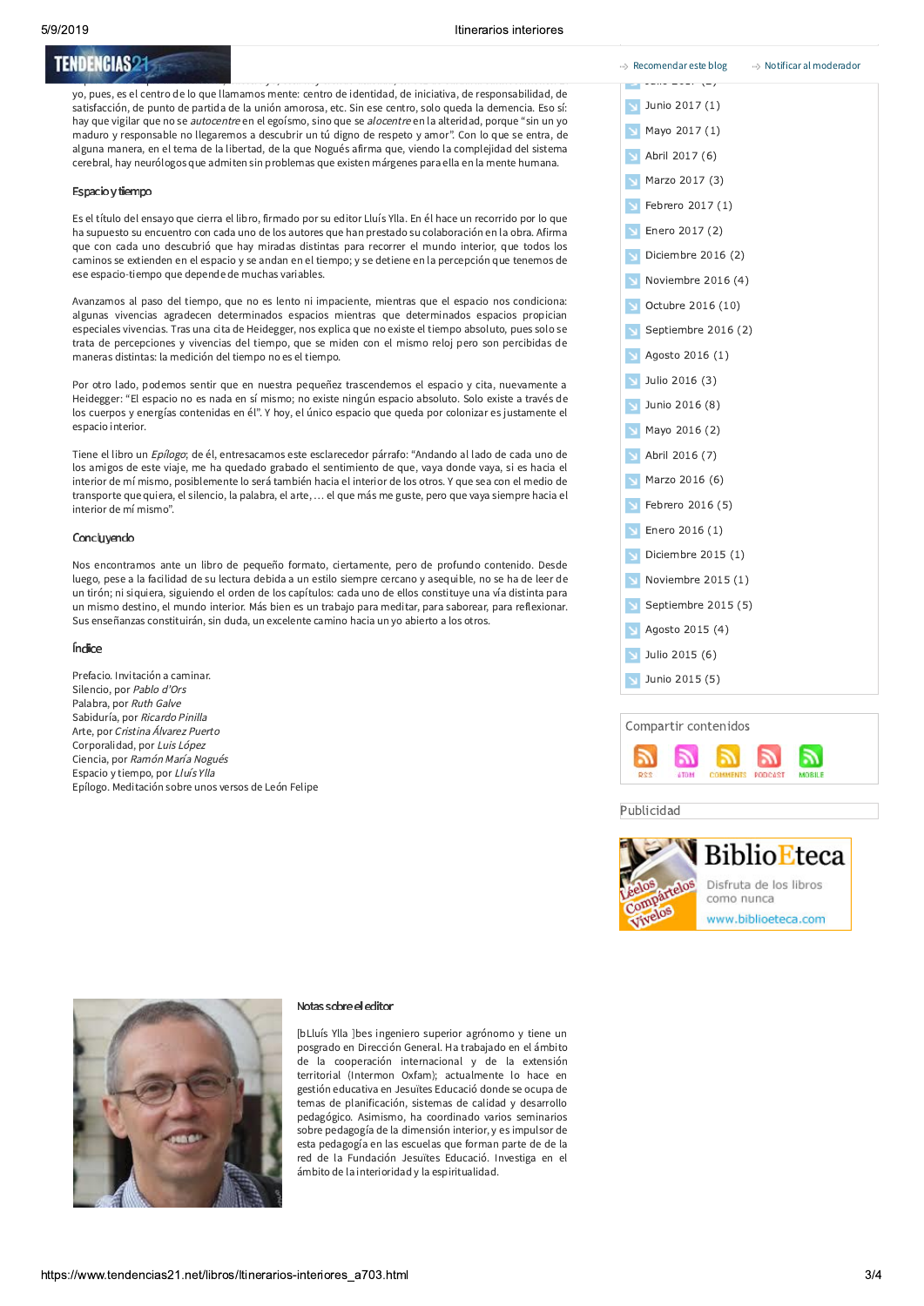yo, pues, es el centro de lo que llamamos mente: centro de identidad, de iniciativa, de responsabilidad, de satisfacción, de punto de partida de la unión amorosa, etc. Sin ese centro, solo queda la demencia. Eso sí: hay que vigilar que no se *autocentre* en el egoísmo, sino que se *alocentre* en la alteridad, porque "sin un yo maduro y responsable no llegaremos a descubrir un tú digno de respeto y amor". Con lo que se entra, de alguna manera, en el tema de la libertad, de la que Nogués afirma que, viendo la complejidad del sistema cerebral, hay neurólogos que admiten sin problemas que existen márgenes para ella en la mente humana.

### Espacio y tiempo

Es el título del ensayo que cierra el libro, firmado por su editor Lluís Ylla. En él hace un recorrido por lo que ha supuesto su encuentro con cada uno de los autores que han prestado su colaboración en la obra. Afirma que con cada uno descubrió que hay miradas distintas para recorrer el mundo interior, que todos los caminos se extienden en el espacio y se andan en el tiempo; y se detiene en la percepción que tenemos de ese espacio-tiempo que depende de muchas variables.

Avanzamos al paso del tiempo, que no es lento ni impaciente, mientras que el espacio nos condiciona: algunas vivencias agradecen determinados espacios mientras que determinados espacios propician especiales vivencias. Tras una cita de Heidegger, nos explica que no existe el tiempo absoluto, pues solo se trata de percepciones y vivencias del tiempo, que se miden con el mismo reloj pero son percibidas de maneras distintas: la medición del tiempo no es el tiempo.

Por otro lado, podemos sentir que en nuestra pequeñez trascendemos el espacio y cita, nuevamente a Heidegger: "El espacio no es nada en sí mismo; no existe ningún espacio absoluto. Solo existe a través de los cuerpos y energías contenidas en él". Y hoy, el único espacio que queda por colonizar es justamente el espacio interior.

Tiene el libro un *Epílogo*; de él, entresacamos este esclarecedor párrafo: "Andando al lado de cada uno de los amigos de este viaje, me ha quedado grabado el sentimiento de que, vaya donde vaya, si es hacia el interior de mí mismo, posiblemente lo será también hacia el interior de los otros. Y que sea con el medio de transporte que quiera, el silencio, la palabra, el arte, … el que más me guste, pero que vaya siempre hacia el interior de mí mismo".

### Concluyendo

Nos encontramos ante un libro de pequeño formato, ciertamente, pero de profundo contenido. Desde luego, pese a la facilidad de su lectura debida a un estilo siempre cercano y asequible, no se ha de leer de un tirón; ni siquiera, siguiendo el orden de los capítulos: cada uno de ellos constituye una vía distinta para un mismo destino, el mundo interior. Más bien es un trabajo para meditar, para saborear, para reflexionar. Sus enseñanzas constituirán, sin duda, un excelente camino hacia un yo abierto a los otros.

### Índice

Prefacio. Invitación a caminar.
Silencio, por *Pablo d'Ors*
Palabra, por *Ruth Galve*
Sabiduría, por *Ricardo Pinilla*
Arte, por *Cristina Álvarez Puerto*
Corporalidad, por *Luis López*
Ciencia, por *Ramón María Nogués*
Espacio y tiempo, por *Lluís Ylla*
Epílogo. Meditación sobre unos versos de León Felipe

### Notas sobre el editor

[bLluís Ylla ]bes ingeniero superior agrónomo y tiene un posgrado en Dirección General. Ha trabajado en el ámbito de la cooperación internacional y de la extensión territorial (Intermon Oxfam); actualmente lo hace en gestión educativa en Jesuïtes Educació donde se ocupa de temas de planificación, sistemas de calidad y desarrollo pedagógico. Asimismo, ha coordinado varios seminarios sobre pedagogía de la dimensión interior, y es impulsor de esta pedagogía en las escuelas que forman parte de de la red de la Fundación Jesuïtes Educació. Investiga en el ámbito de la interioridad y la espiritualidad.